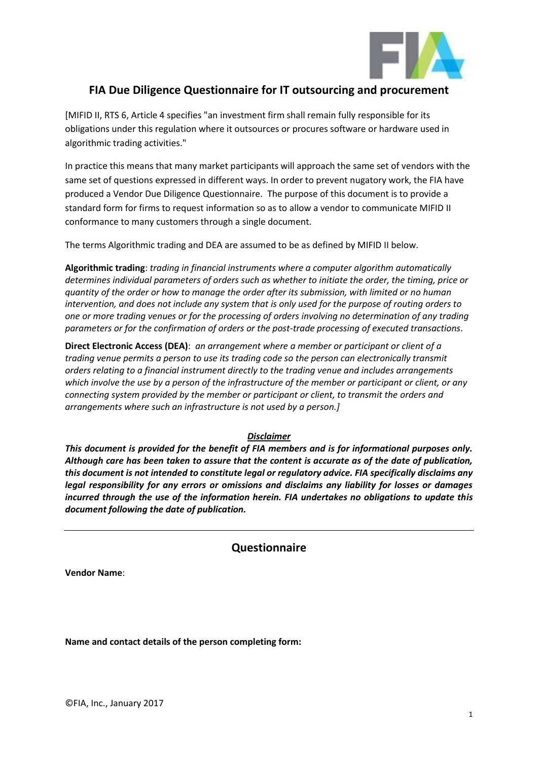# FIA Due Diligence Questionnaire for IT outsourcing and procurement

[MIFID II, RTS 6, Article 4 specifies "an investment firm shall remain fully responsible for its obligations under this regulation where it outsources or procures software or hardware used in algorithmic trading activities."

In practice this means that many market participants will approach the same set of vendors with the same set of questions expressed in different ways. In order to prevent nugatory work, the FIA have produced a Vendor Due Diligence Questionnaire. The purpose of this document is to provide a standard form for firms to request information so as to allow a vendor to communicate MIFID II conformance to many customers through a single document.

The terms Algorithmic trading and DEA are assumed to be as defined by MIFID II below.

**Algorithmic trading**: *trading in financial instruments where a computer algorithm automatically determines individual parameters of orders such as whether to initiate the order, the timing, price or quantity of the order or how to manage the order after its submission, with limited or no human intervention, and does not include any system that is only used for the purpose of routing orders to one or more trading venues or for the processing of orders involving no determination of any trading parameters or for the confirmation of orders or the post-trade processing of executed transactions.*

**Direct Electronic Access (DEA)**: *an arrangement where a member or participant or client of a trading venue permits a person to use its trading code so the person can electronically transmit orders relating to a financial instrument directly to the trading venue and includes arrangements which involve the use by a person of the infrastructure of the member or participant or client, or any connecting system provided by the member or participant or client, to transmit the orders and arrangements where such an infrastructure is not used by a person.]*

***Disclaimer***

***This document is provided for the benefit of FIA members and is for informational purposes only. Although care has been taken to assure that the content is accurate as of the date of publication, this document is not intended to constitute legal or regulatory advice. FIA specifically disclaims any legal responsibility for any errors or omissions and disclaims any liability for losses or damages incurred through the use of the information herein. FIA undertakes no obligations to update this document following the date of publication.***

---

## Questionnaire

**Vendor Name**:

**Name and contact details of the person completing form:**

©FIA, Inc., January 2017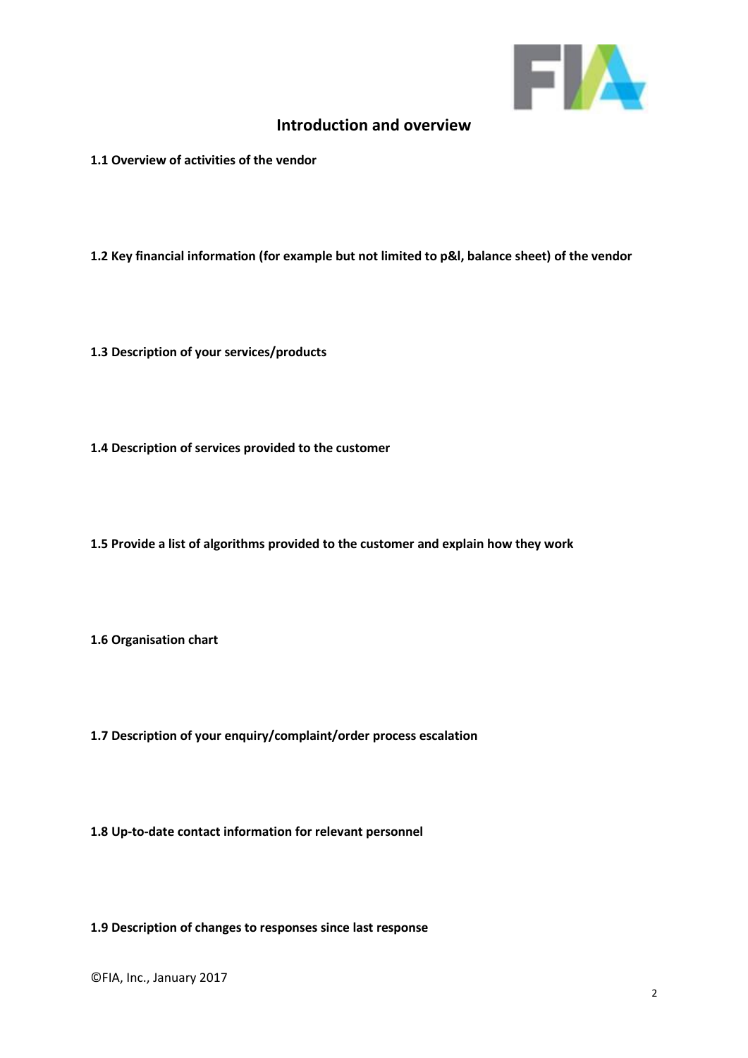## Introduction and overview

**1.1 Overview of activities of the vendor**

**1.2 Key financial information (for example but not limited to p&l, balance sheet) of the vendor**

**1.3 Description of your services/products**

**1.4 Description of services provided to the customer**

**1.5 Provide a list of algorithms provided to the customer and explain how they work**

**1.6 Organisation chart**

**1.7 Description of your enquiry/complaint/order process escalation**

**1.8 Up-to-date contact information for relevant personnel**

**1.9 Description of changes to responses since last response**

©FIA, Inc., January 2017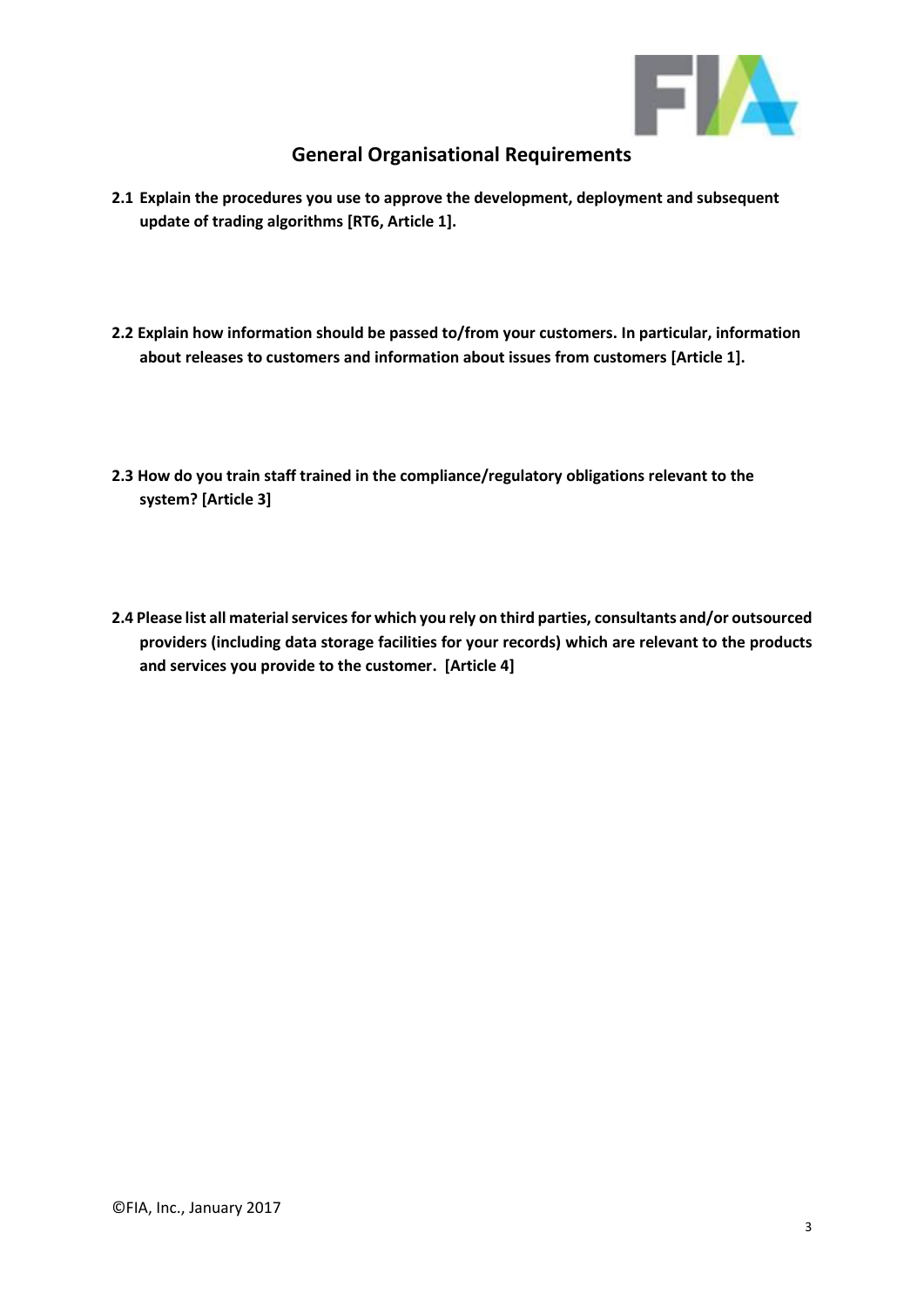## General Organisational Requirements

**2.1 Explain the procedures you use to approve the development, deployment and subsequent update of trading algorithms [RT6, Article 1].**

**2.2 Explain how information should be passed to/from your customers. In particular, information about releases to customers and information about issues from customers [Article 1].**

**2.3 How do you train staff trained in the compliance/regulatory obligations relevant to the system? [Article 3]**

**2.4 Please list all material services for which you rely on third parties, consultants and/or outsourced providers (including data storage facilities for your records) which are relevant to the products and services you provide to the customer. [Article 4]**

©FIA, Inc., January 2017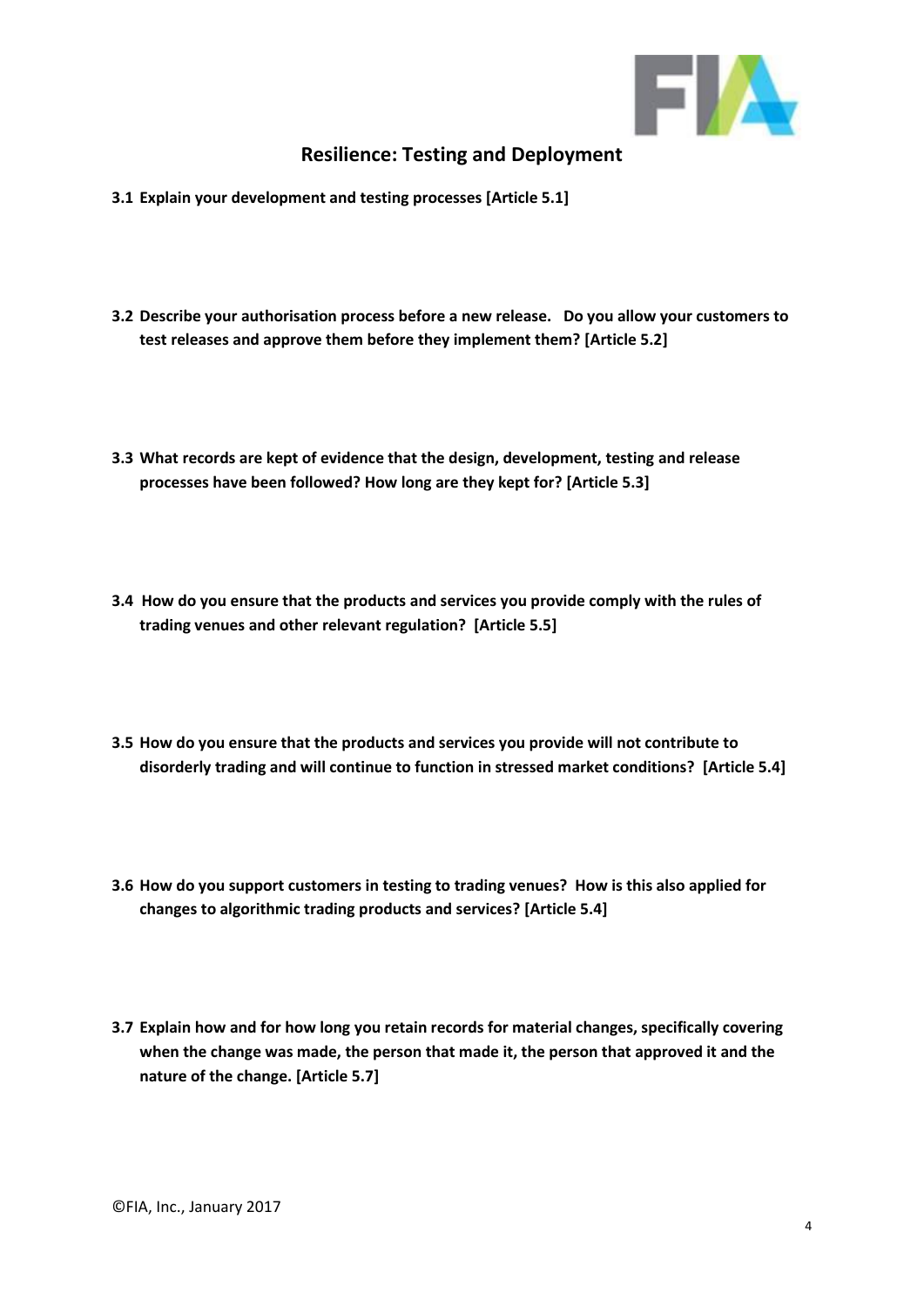## Resilience: Testing and Deployment

**3.1 Explain your development and testing processes [Article 5.1]**

**3.2 Describe your authorisation process before a new release. Do you allow your customers to test releases and approve them before they implement them? [Article 5.2]**

**3.3 What records are kept of evidence that the design, development, testing and release processes have been followed? How long are they kept for? [Article 5.3]**

**3.4 How do you ensure that the products and services you provide comply with the rules of trading venues and other relevant regulation? [Article 5.5]**

**3.5 How do you ensure that the products and services you provide will not contribute to disorderly trading and will continue to function in stressed market conditions? [Article 5.4]**

**3.6 How do you support customers in testing to trading venues? How is this also applied for changes to algorithmic trading products and services? [Article 5.4]**

**3.7 Explain how and for how long you retain records for material changes, specifically covering when the change was made, the person that made it, the person that approved it and the nature of the change. [Article 5.7]**

©FIA, Inc., January 2017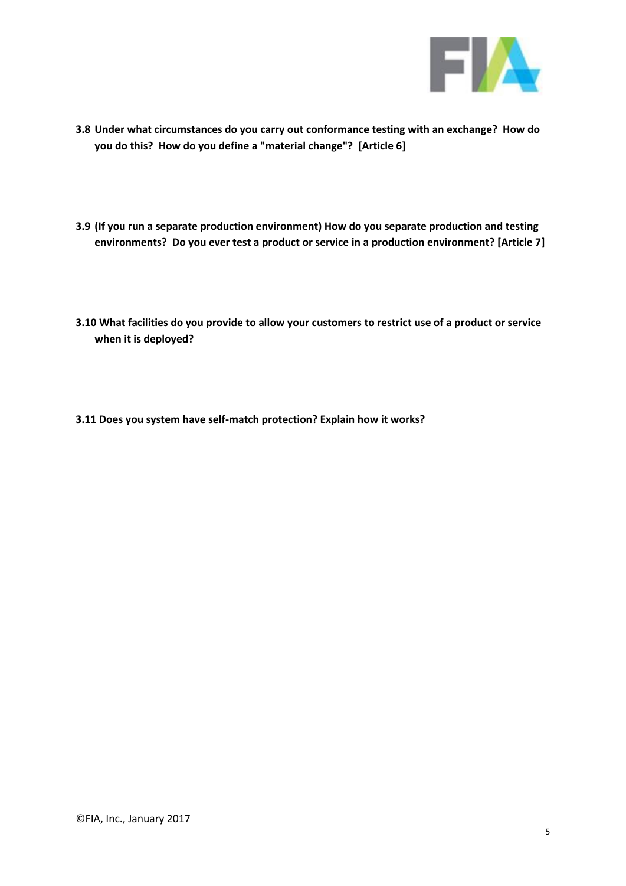**3.8 Under what circumstances do you carry out conformance testing with an exchange? How do you do this? How do you define a "material change"? [Article 6]**

**3.9 (If you run a separate production environment) How do you separate production and testing environments? Do you ever test a product or service in a production environment? [Article 7]**

**3.10 What facilities do you provide to allow your customers to restrict use of a product or service when it is deployed?**

**3.11 Does you system have self-match protection? Explain how it works?**

©FIA, Inc., January 2017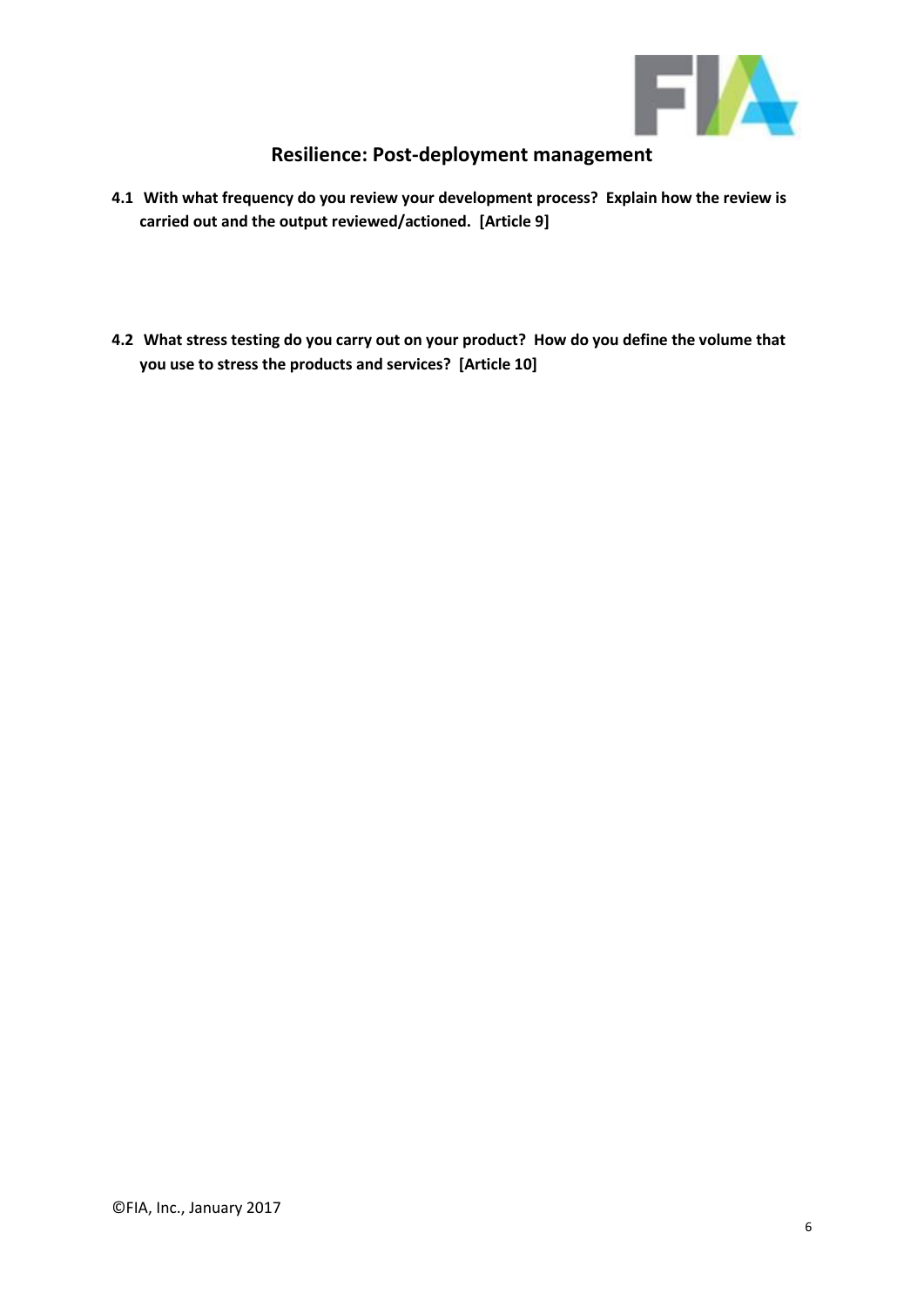## Resilience: Post-deployment management

**4.1 With what frequency do you review your development process? Explain how the review is carried out and the output reviewed/actioned. [Article 9]**

**4.2 What stress testing do you carry out on your product? How do you define the volume that you use to stress the products and services? [Article 10]**

©FIA, Inc., January 2017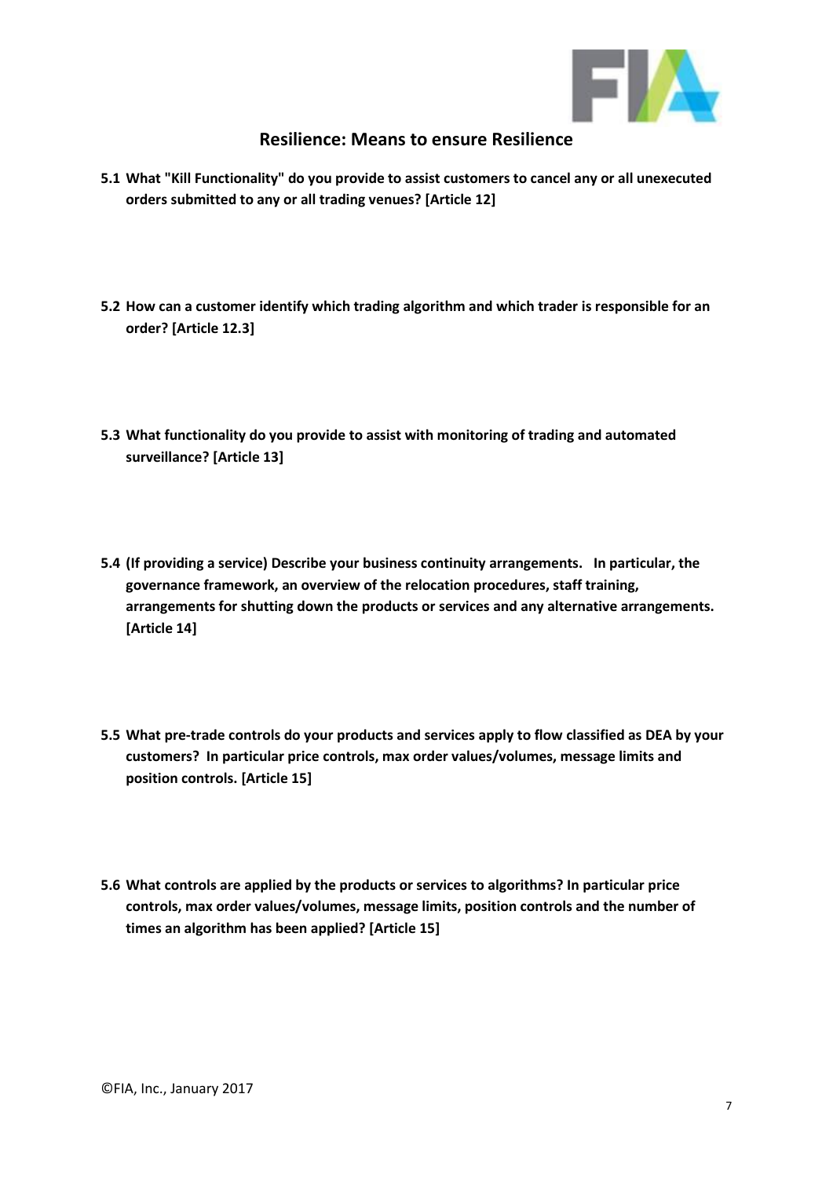## Resilience: Means to ensure Resilience

**5.1 What "Kill Functionality" do you provide to assist customers to cancel any or all unexecuted orders submitted to any or all trading venues? [Article 12]**

**5.2 How can a customer identify which trading algorithm and which trader is responsible for an order? [Article 12.3]**

**5.3 What functionality do you provide to assist with monitoring of trading and automated surveillance? [Article 13]**

**5.4 (If providing a service) Describe your business continuity arrangements. In particular, the governance framework, an overview of the relocation procedures, staff training, arrangements for shutting down the products or services and any alternative arrangements. [Article 14]**

**5.5 What pre-trade controls do your products and services apply to flow classified as DEA by your customers? In particular price controls, max order values/volumes, message limits and position controls. [Article 15]**

**5.6 What controls are applied by the products or services to algorithms? In particular price controls, max order values/volumes, message limits, position controls and the number of times an algorithm has been applied? [Article 15]**

©FIA, Inc., January 2017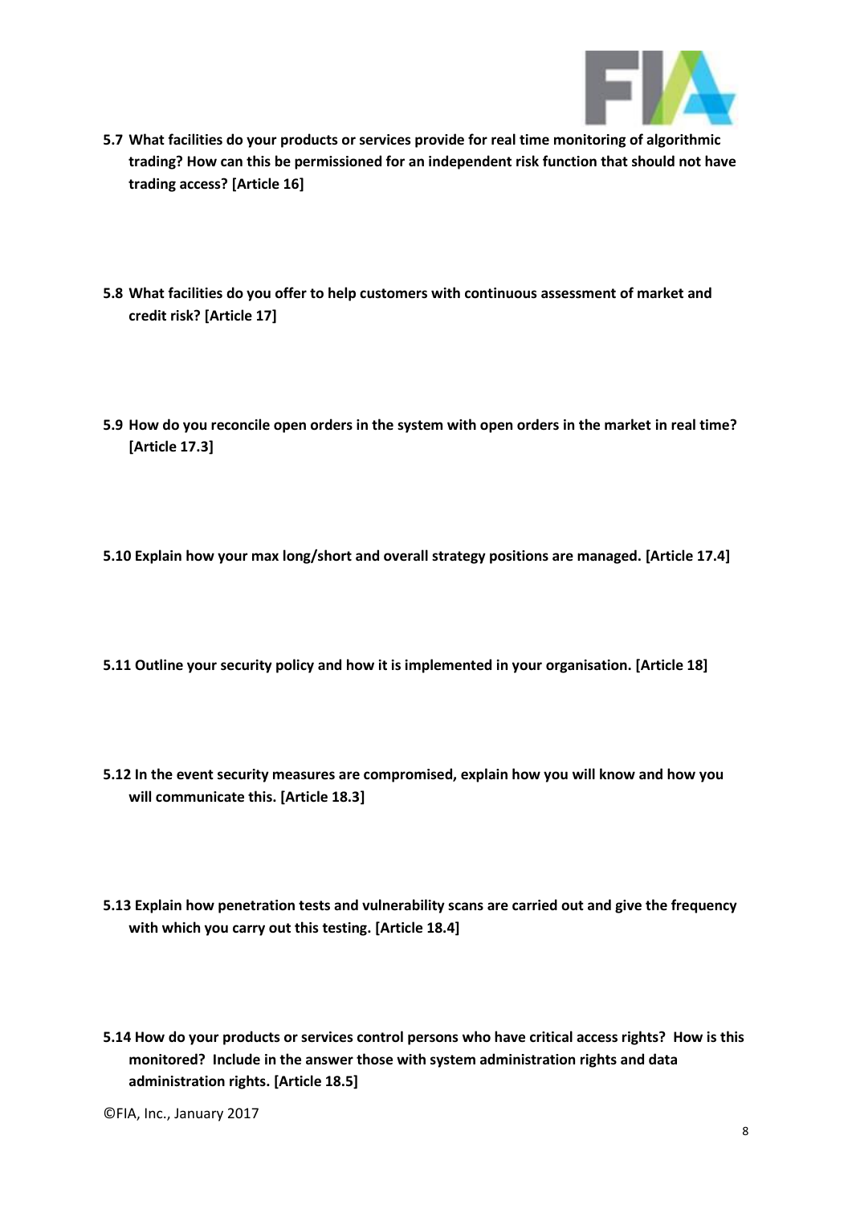**5.7 What facilities do your products or services provide for real time monitoring of algorithmic trading? How can this be permissioned for an independent risk function that should not have trading access? [Article 16]**

**5.8 What facilities do you offer to help customers with continuous assessment of market and credit risk? [Article 17]**

**5.9 How do you reconcile open orders in the system with open orders in the market in real time? [Article 17.3]**

**5.10 Explain how your max long/short and overall strategy positions are managed. [Article 17.4]**

**5.11 Outline your security policy and how it is implemented in your organisation. [Article 18]**

**5.12 In the event security measures are compromised, explain how you will know and how you will communicate this. [Article 18.3]**

**5.13 Explain how penetration tests and vulnerability scans are carried out and give the frequency with which you carry out this testing. [Article 18.4]**

**5.14 How do your products or services control persons who have critical access rights? How is this monitored? Include in the answer those with system administration rights and data administration rights. [Article 18.5]**

©FIA, Inc., January 2017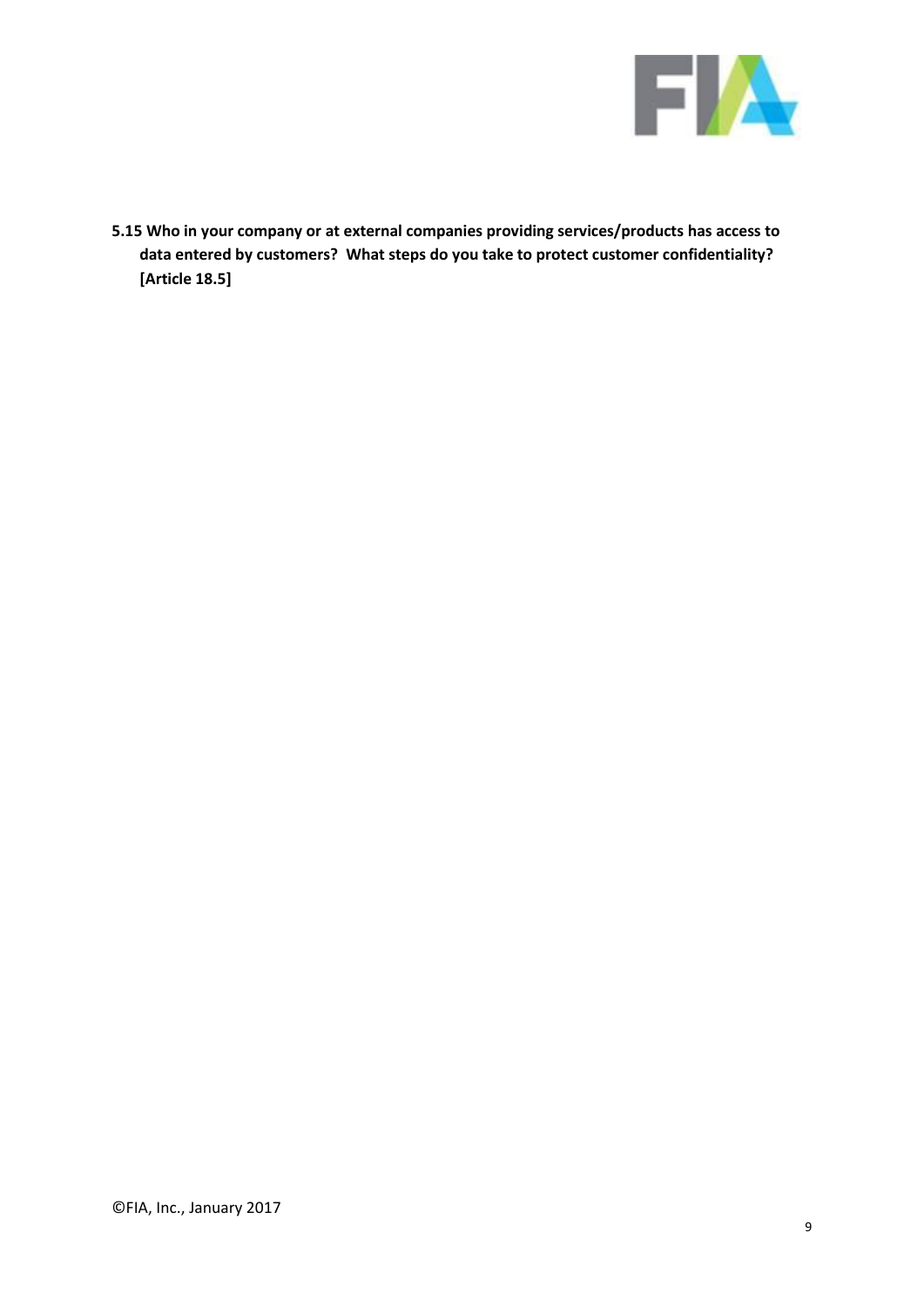**5.15 Who in your company or at external companies providing services/products has access to data entered by customers? What steps do you take to protect customer confidentiality? [Article 18.5]**

©FIA, Inc., January 2017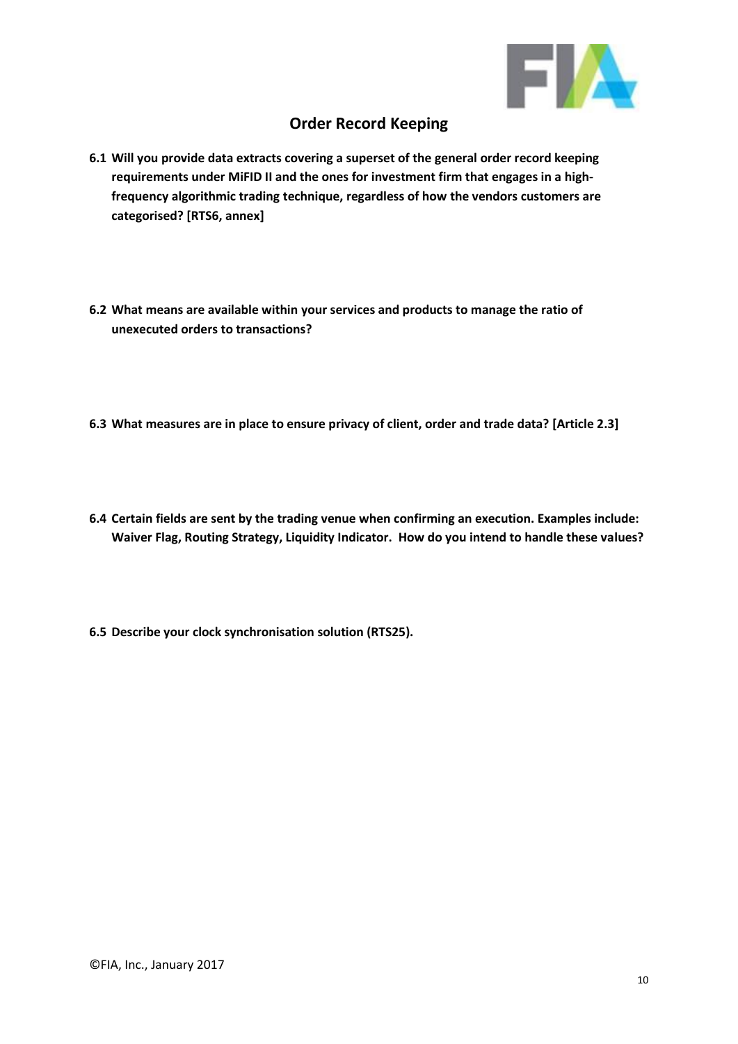## Order Record Keeping

**6.1 Will you provide data extracts covering a superset of the general order record keeping requirements under MiFID II and the ones for investment firm that engages in a high-frequency algorithmic trading technique, regardless of how the vendors customers are categorised? [RTS6, annex]**

**6.2 What means are available within your services and products to manage the ratio of unexecuted orders to transactions?**

**6.3 What measures are in place to ensure privacy of client, order and trade data? [Article 2.3]**

**6.4 Certain fields are sent by the trading venue when confirming an execution. Examples include: Waiver Flag, Routing Strategy, Liquidity Indicator. How do you intend to handle these values?**

**6.5 Describe your clock synchronisation solution (RTS25).**

©FIA, Inc., January 2017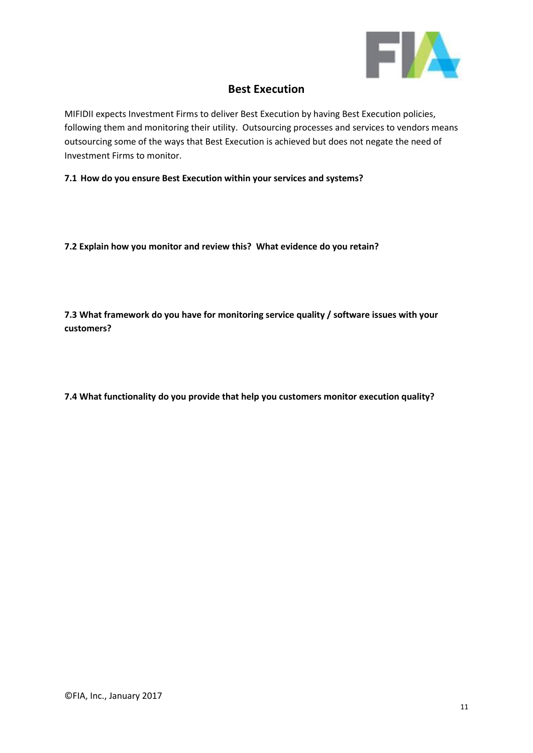## Best Execution

MIFIDII expects Investment Firms to deliver Best Execution by having Best Execution policies, following them and monitoring their utility. Outsourcing processes and services to vendors means outsourcing some of the ways that Best Execution is achieved but does not negate the need of Investment Firms to monitor.

**7.1 How do you ensure Best Execution within your services and systems?**

**7.2 Explain how you monitor and review this? What evidence do you retain?**

**7.3 What framework do you have for monitoring service quality / software issues with your customers?**

**7.4 What functionality do you provide that help you customers monitor execution quality?**

©FIA, Inc., January 2017